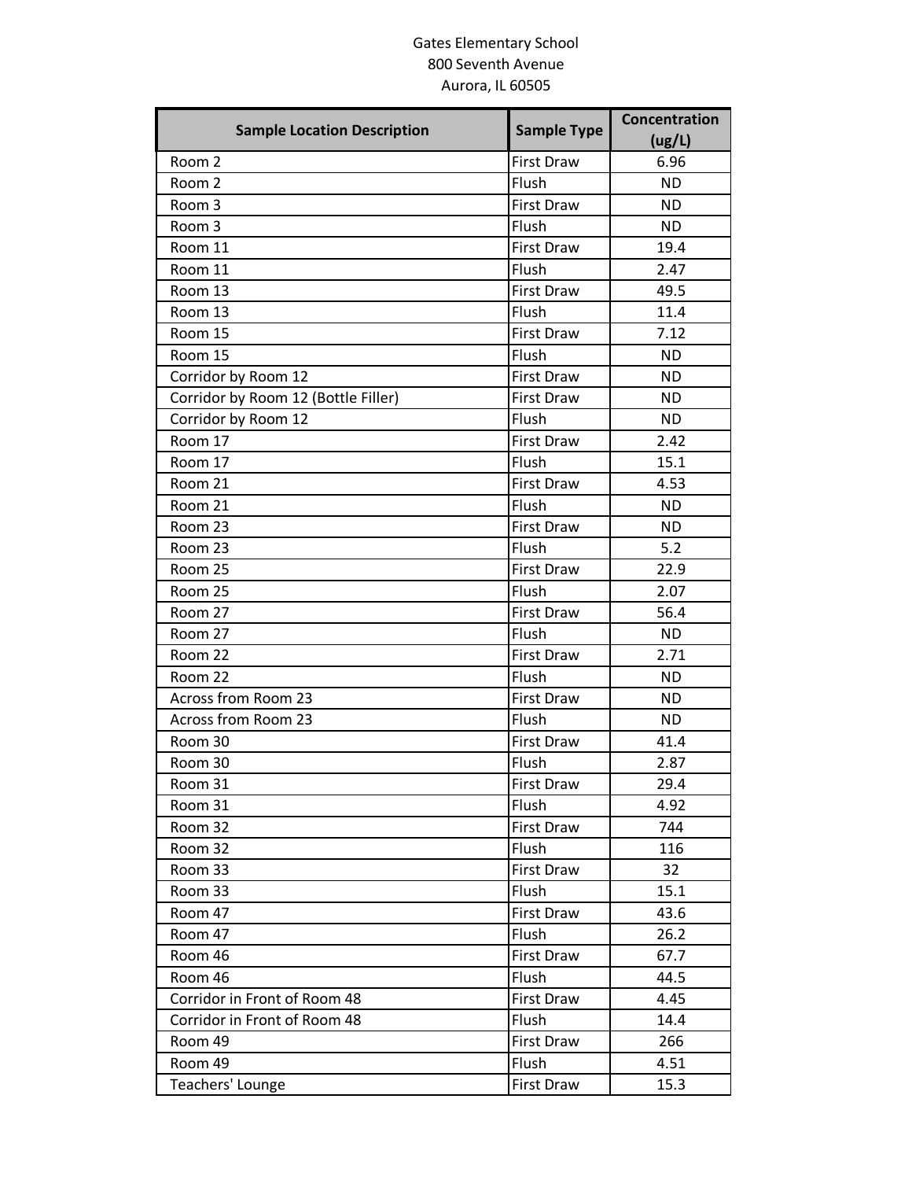Gates Elementary School
800 Seventh Avenue
Aurora, IL 60505

| Sample Location Description | Sample Type | Concentration (ug/L) |
|---|---|---|
| Room 2 | First Draw | 6.96 |
| Room 2 | Flush | ND |
| Room 3 | First Draw | ND |
| Room 3 | Flush | ND |
| Room 11 | First Draw | 19.4 |
| Room 11 | Flush | 2.47 |
| Room 13 | First Draw | 49.5 |
| Room 13 | Flush | 11.4 |
| Room 15 | First Draw | 7.12 |
| Room 15 | Flush | ND |
| Corridor by Room 12 | First Draw | ND |
| Corridor by Room 12 (Bottle Filler) | First Draw | ND |
| Corridor by Room 12 | Flush | ND |
| Room 17 | First Draw | 2.42 |
| Room 17 | Flush | 15.1 |
| Room 21 | First Draw | 4.53 |
| Room 21 | Flush | ND |
| Room 23 | First Draw | ND |
| Room 23 | Flush | 5.2 |
| Room 25 | First Draw | 22.9 |
| Room 25 | Flush | 2.07 |
| Room 27 | First Draw | 56.4 |
| Room 27 | Flush | ND |
| Room 22 | First Draw | 2.71 |
| Room 22 | Flush | ND |
| Across from Room 23 | First Draw | ND |
| Across from Room 23 | Flush | ND |
| Room 30 | First Draw | 41.4 |
| Room 30 | Flush | 2.87 |
| Room 31 | First Draw | 29.4 |
| Room 31 | Flush | 4.92 |
| Room 32 | First Draw | 744 |
| Room 32 | Flush | 116 |
| Room 33 | First Draw | 32 |
| Room 33 | Flush | 15.1 |
| Room 47 | First Draw | 43.6 |
| Room 47 | Flush | 26.2 |
| Room 46 | First Draw | 67.7 |
| Room 46 | Flush | 44.5 |
| Corridor in Front of Room 48 | First Draw | 4.45 |
| Corridor in Front of Room 48 | Flush | 14.4 |
| Room 49 | First Draw | 266 |
| Room 49 | Flush | 4.51 |
| Teachers' Lounge | First Draw | 15.3 |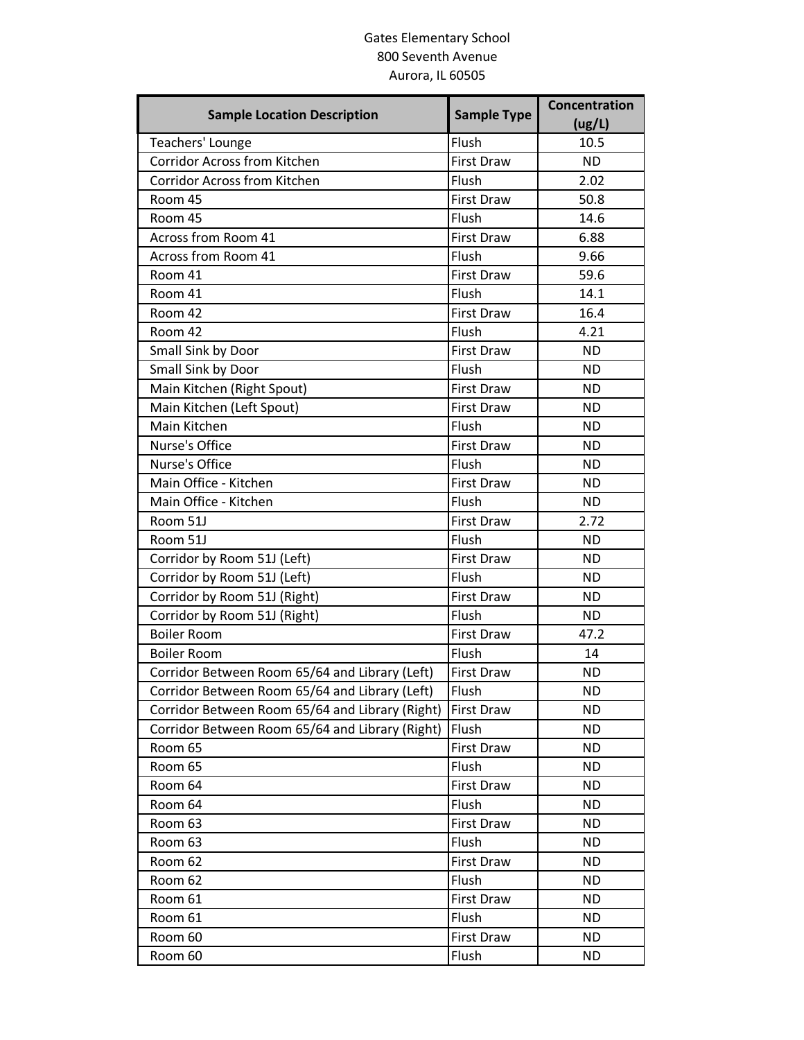Gates Elementary School
800 Seventh Avenue
Aurora, IL 60505

| Sample Location Description | Sample Type | Concentration (ug/L) |
|---|---|---|
| Teachers' Lounge | Flush | 10.5 |
| Corridor Across from Kitchen | First Draw | ND |
| Corridor Across from Kitchen | Flush | 2.02 |
| Room 45 | First Draw | 50.8 |
| Room 45 | Flush | 14.6 |
| Across from Room 41 | First Draw | 6.88 |
| Across from Room 41 | Flush | 9.66 |
| Room 41 | First Draw | 59.6 |
| Room 41 | Flush | 14.1 |
| Room 42 | First Draw | 16.4 |
| Room 42 | Flush | 4.21 |
| Small Sink by Door | First Draw | ND |
| Small Sink by Door | Flush | ND |
| Main Kitchen (Right Spout) | First Draw | ND |
| Main Kitchen (Left Spout) | First Draw | ND |
| Main Kitchen | Flush | ND |
| Nurse's Office | First Draw | ND |
| Nurse's Office | Flush | ND |
| Main Office - Kitchen | First Draw | ND |
| Main Office - Kitchen | Flush | ND |
| Room 51J | First Draw | 2.72 |
| Room 51J | Flush | ND |
| Corridor by Room 51J (Left) | First Draw | ND |
| Corridor by Room 51J (Left) | Flush | ND |
| Corridor by Room 51J (Right) | First Draw | ND |
| Corridor by Room 51J (Right) | Flush | ND |
| Boiler Room | First Draw | 47.2 |
| Boiler Room | Flush | 14 |
| Corridor Between Room 65/64 and Library (Left) | First Draw | ND |
| Corridor Between Room 65/64 and Library (Left) | Flush | ND |
| Corridor Between Room 65/64 and Library (Right) | First Draw | ND |
| Corridor Between Room 65/64 and Library (Right) | Flush | ND |
| Room 65 | First Draw | ND |
| Room 65 | Flush | ND |
| Room 64 | First Draw | ND |
| Room 64 | Flush | ND |
| Room 63 | First Draw | ND |
| Room 63 | Flush | ND |
| Room 62 | First Draw | ND |
| Room 62 | Flush | ND |
| Room 61 | First Draw | ND |
| Room 61 | Flush | ND |
| Room 60 | First Draw | ND |
| Room 60 | Flush | ND |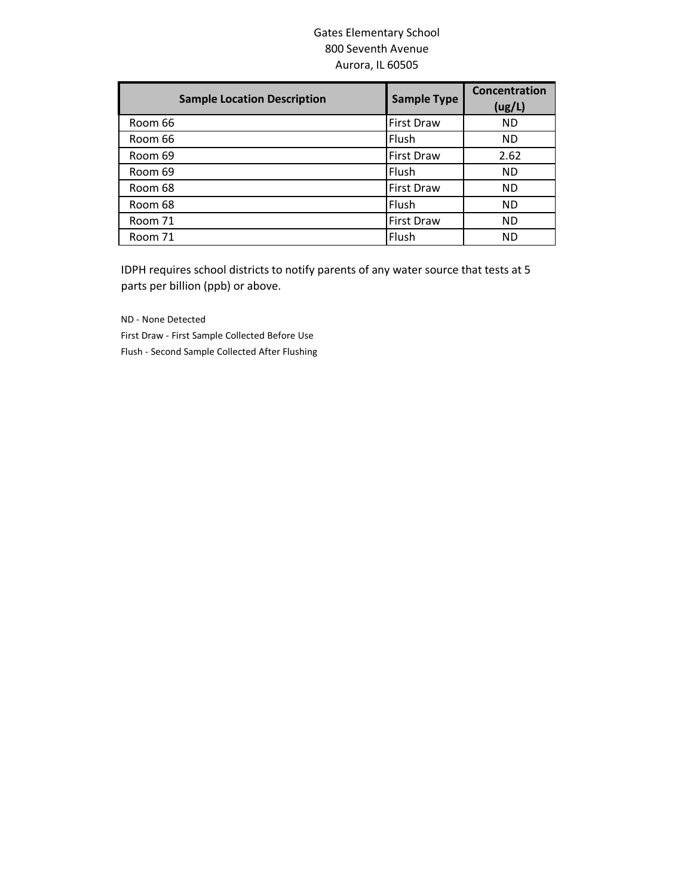Gates Elementary School
800 Seventh Avenue
Aurora, IL 60505

| Sample Location Description | Sample Type | Concentration (ug/L) |
|---|---|---|
| Room 66 | First Draw | ND |
| Room 66 | Flush | ND |
| Room 69 | First Draw | 2.62 |
| Room 69 | Flush | ND |
| Room 68 | First Draw | ND |
| Room 68 | Flush | ND |
| Room 71 | First Draw | ND |
| Room 71 | Flush | ND |

IDPH requires school districts to notify parents of any water source that tests at 5 parts per billion (ppb) or above.

ND - None Detected

First Draw - First Sample Collected Before Use

Flush - Second Sample Collected After Flushing